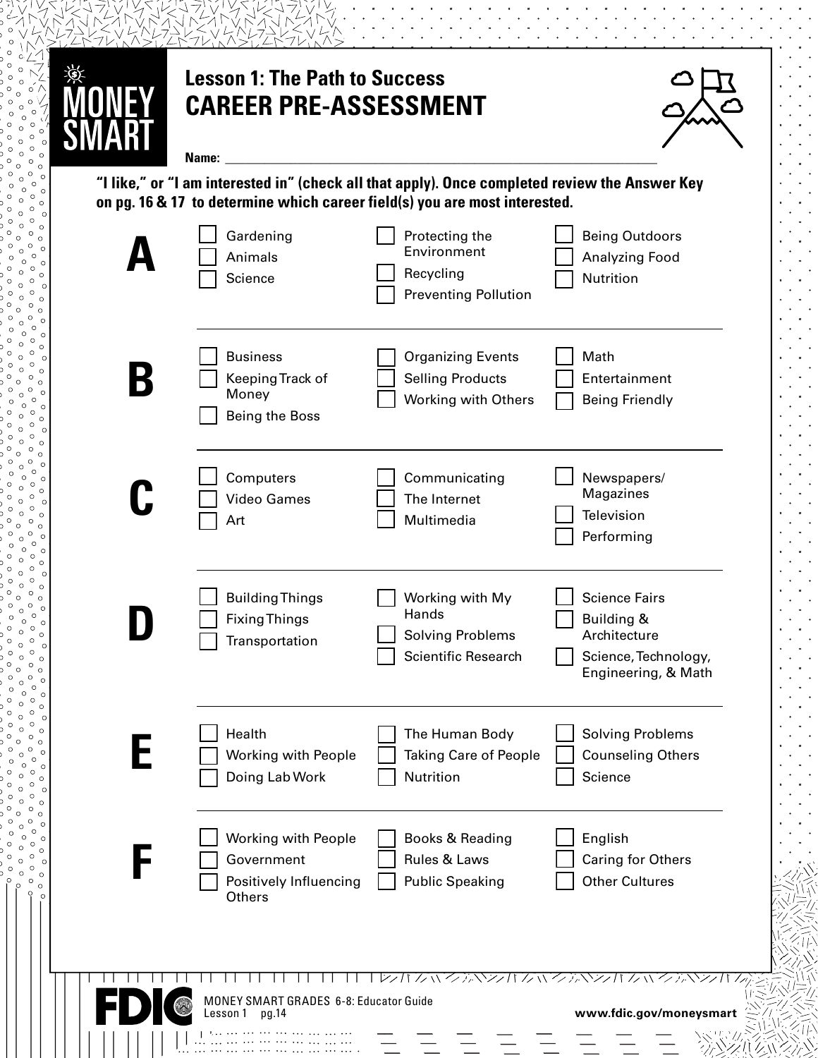MONEY SMART

# Lesson 1: The Path to Success
## CAREER PRE-ASSESSMENT

Name: ______________________________

**"I like," or "I am interested in" (check all that apply). Once completed review the Answer Key on pg. 16 & 17 to determine which career field(s) you are most interested.**

**A**

- [ ] Gardening
- [ ] Animals
- [ ] Science
- [ ] Protecting the Environment
- [ ] Recycling
- [ ] Preventing Pollution
- [ ] Being Outdoors
- [ ] Analyzing Food
- [ ] Nutrition

**B**

- [ ] Business
- [ ] Keeping Track of Money
- [ ] Being the Boss
- [ ] Organizing Events
- [ ] Selling Products
- [ ] Working with Others
- [ ] Math
- [ ] Entertainment
- [ ] Being Friendly

**C**

- [ ] Computers
- [ ] Video Games
- [ ] Art
- [ ] Communicating
- [ ] The Internet
- [ ] Multimedia
- [ ] Newspapers/ Magazines
- [ ] Television
- [ ] Performing

**D**

- [ ] Building Things
- [ ] Fixing Things
- [ ] Transportation
- [ ] Working with My Hands
- [ ] Solving Problems
- [ ] Scientific Research
- [ ] Science Fairs
- [ ] Building & Architecture
- [ ] Science, Technology, Engineering, & Math

**E**

- [ ] Health
- [ ] Working with People
- [ ] Doing Lab Work
- [ ] The Human Body
- [ ] Taking Care of People
- [ ] Nutrition
- [ ] Solving Problems
- [ ] Counseling Others
- [ ] Science

**F**

- [ ] Working with People
- [ ] Government
- [ ] Positively Influencing Others
- [ ] Books & Reading
- [ ] Rules & Laws
- [ ] Public Speaking
- [ ] English
- [ ] Caring for Others
- [ ] Other Cultures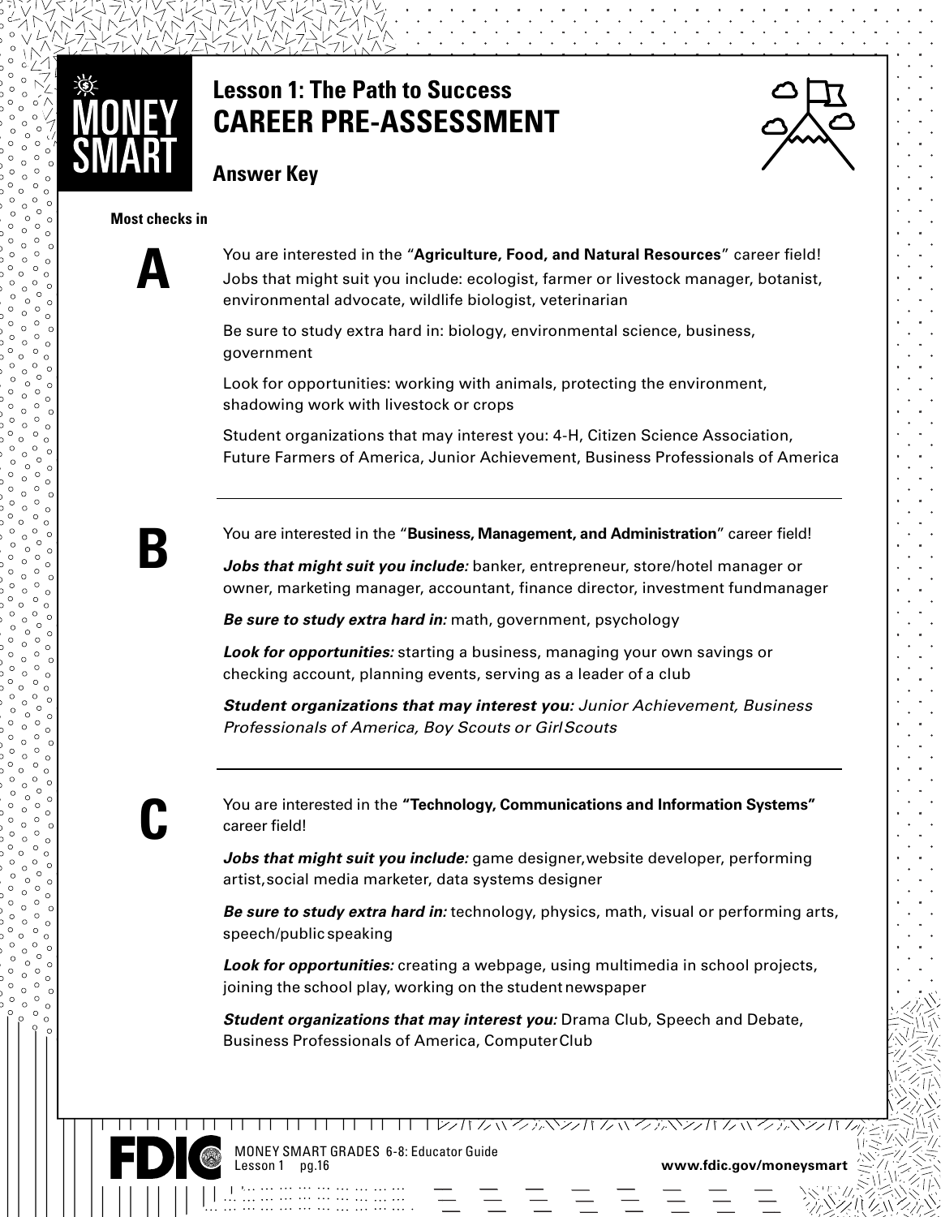# Lesson 1: The Path to Success
# CAREER PRE-ASSESSMENT

## Answer Key

**Most checks in**

**A**

You are interested in the "**Agriculture, Food, and Natural Resources**" career field! Jobs that might suit you include: ecologist, farmer or livestock manager, botanist, environmental advocate, wildlife biologist, veterinarian

Be sure to study extra hard in: biology, environmental science, business, government

Look for opportunities: working with animals, protecting the environment, shadowing work with livestock or crops

Student organizations that may interest you: 4-H, Citizen Science Association, Future Farmers of America, Junior Achievement, Business Professionals of America

---

**B**

You are interested in the "**Business, Management, and Administration**" career field!

***Jobs that might suit you include:*** banker, entrepreneur, store/hotel manager or owner, marketing manager, accountant, finance director, investment fundmanager

***Be sure to study extra hard in:*** math, government, psychology

***Look for opportunities:*** starting a business, managing your own savings or checking account, planning events, serving as a leader of a club

***Student organizations that may interest you:*** *Junior Achievement, Business Professionals of America, Boy Scouts or GirlScouts*

---

**C**

You are interested in the **"Technology, Communications and Information Systems"** career field!

***Jobs that might suit you include:*** game designer,website developer, performing artist,social media marketer, data systems designer

***Be sure to study extra hard in:*** technology, physics, math, visual or performing arts, speech/public speaking

***Look for opportunities:*** creating a webpage, using multimedia in school projects, joining the school play, working on the student newspaper

***Student organizations that may interest you:*** Drama Club, Speech and Debate, Business Professionals of America, ComputerClub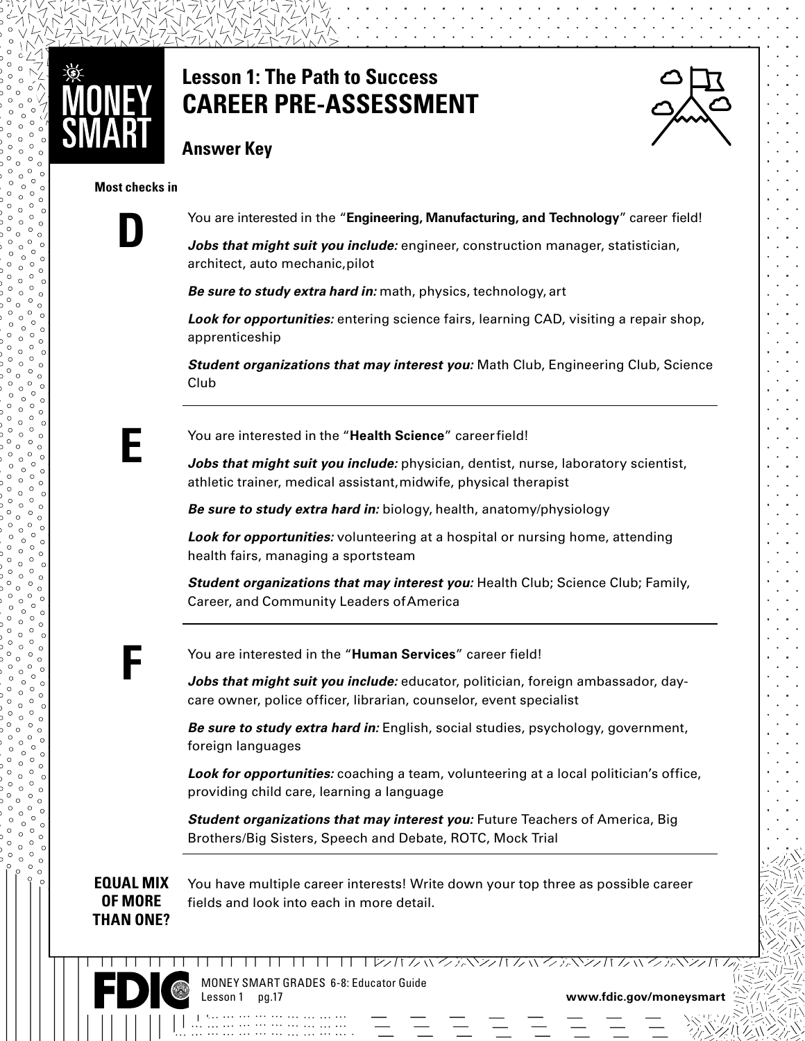# Lesson 1: The Path to Success

## CAREER PRE-ASSESSMENT

### Answer Key

**Most checks in**

**D**

You are interested in the "**Engineering, Manufacturing, and Technology**" career field!

***Jobs that might suit you include:*** engineer, construction manager, statistician, architect, auto mechanic, pilot

***Be sure to study extra hard in:*** math, physics, technology, art

***Look for opportunities:*** entering science fairs, learning CAD, visiting a repair shop, apprenticeship

***Student organizations that may interest you:*** Math Club, Engineering Club, Science Club

---

**E**

You are interested in the "**Health Science**" career field!

***Jobs that might suit you include:*** physician, dentist, nurse, laboratory scientist, athletic trainer, medical assistant, midwife, physical therapist

***Be sure to study extra hard in:*** biology, health, anatomy/physiology

***Look for opportunities:*** volunteering at a hospital or nursing home, attending health fairs, managing a sports team

***Student organizations that may interest you:*** Health Club; Science Club; Family, Career, and Community Leaders of America

---

**F**

You are interested in the "**Human Services**" career field!

***Jobs that might suit you include:*** educator, politician, foreign ambassador, day-care owner, police officer, librarian, counselor, event specialist

***Be sure to study extra hard in:*** English, social studies, psychology, government, foreign languages

***Look for opportunities:*** coaching a team, volunteering at a local politician's office, providing child care, learning a language

***Student organizations that may interest you:*** Future Teachers of America, Big Brothers/Big Sisters, Speech and Debate, ROTC, Mock Trial

---

**EQUAL MIX OF MORE THAN ONE?**

You have multiple career interests! Write down your top three as possible career fields and look into each in more detail.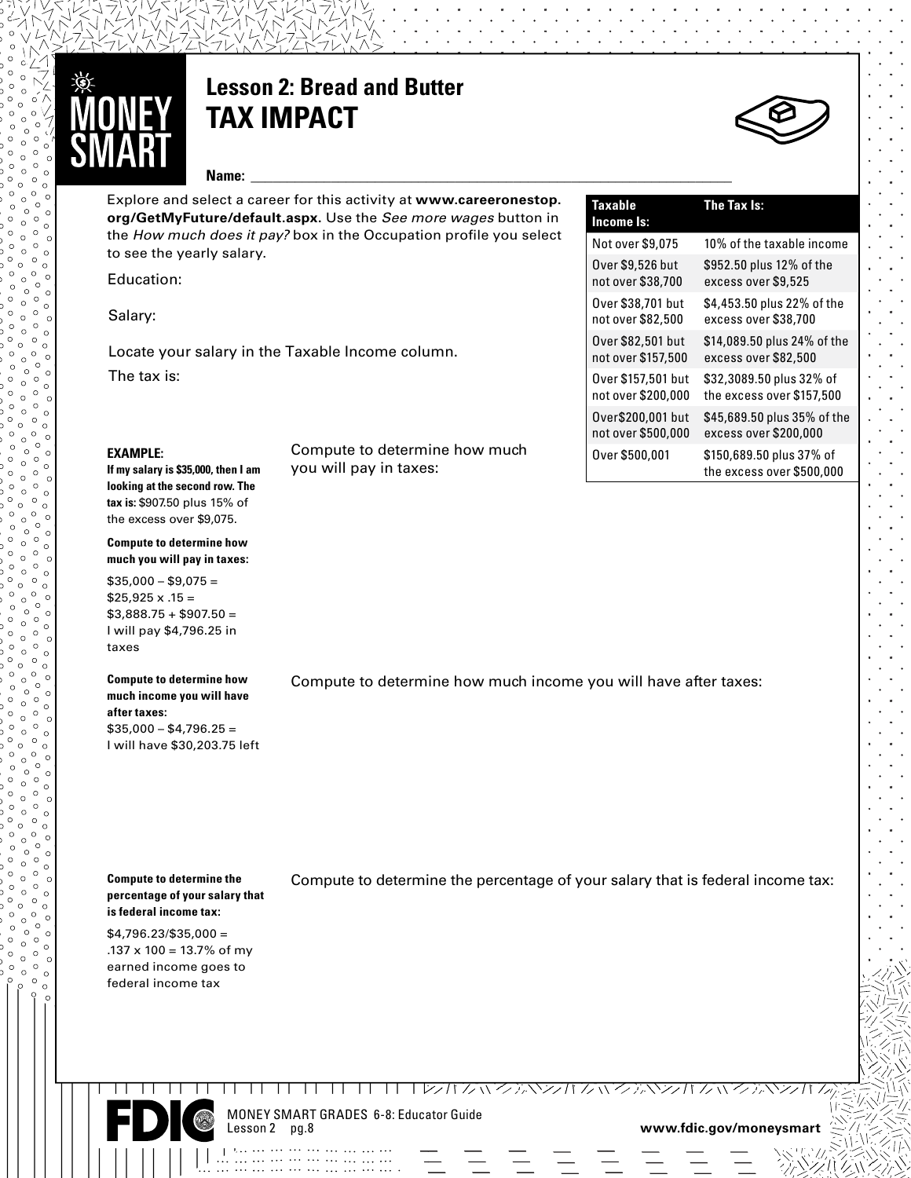# Lesson 2: Bread and Butter

## TAX IMPACT

**Name:** \_\_\_\_\_\_\_\_\_\_\_\_\_\_\_\_\_\_\_\_\_\_\_\_\_\_\_\_\_\_\_\_\_\_\_\_\_\_\_\_\_\_\_\_\_\_

Explore and select a career for this activity at **www.careeronestop.org/GetMyFuture/default.aspx.** Use the *See more wages* button in the *How much does it pay?* box in the Occupation profile you select to see the yearly salary.

Education:

Salary:

Locate your salary in the Taxable Income column.

The tax is:

| Taxable Income Is: | The Tax Is: |
|---|---|
| Not over \$9,075 | 10% of the taxable income |
| Over \$9,526 but not over \$38,700 | \$952.50 plus 12% of the excess over \$9,525 |
| Over \$38,701 but not over \$82,500 | \$4,453.50 plus 22% of the excess over \$38,700 |
| Over \$82,501 but not over \$157,500 | \$14,089.50 plus 24% of the excess over \$82,500 |
| Over \$157,501 but not over \$200,000 | \$32,3089.50 plus 32% of the excess over \$157,500 |
| Over\$200,001 but not over \$500,000 | \$45,689.50 plus 35% of the excess over \$200,000 |
| Over \$500,001 | \$150,689.50 plus 37% of the excess over \$500,000 |

**EXAMPLE:**

**If my salary is \$35,000, then I am looking at the second row. The tax is:** \$907.50 plus 15% of the excess over \$9,075.

**Compute to determine how much you will pay in taxes:**

\$35,000 – \$9,075 =
\$25,925 x .15 =
\$3,888.75 + \$907.50 =
I will pay \$4,796.25 in taxes

Compute to determine how much you will pay in taxes:

**Compute to determine how much income you will have after taxes:**

\$35,000 – \$4,796.25 =
I will have \$30,203.75 left

Compute to determine how much income you will have after taxes:

**Compute to determine the percentage of your salary that is federal income tax:**

\$4,796.23/\$35,000 =
.137 x 100 = 13.7% of my earned income goes to federal income tax

Compute to determine the percentage of your salary that is federal income tax: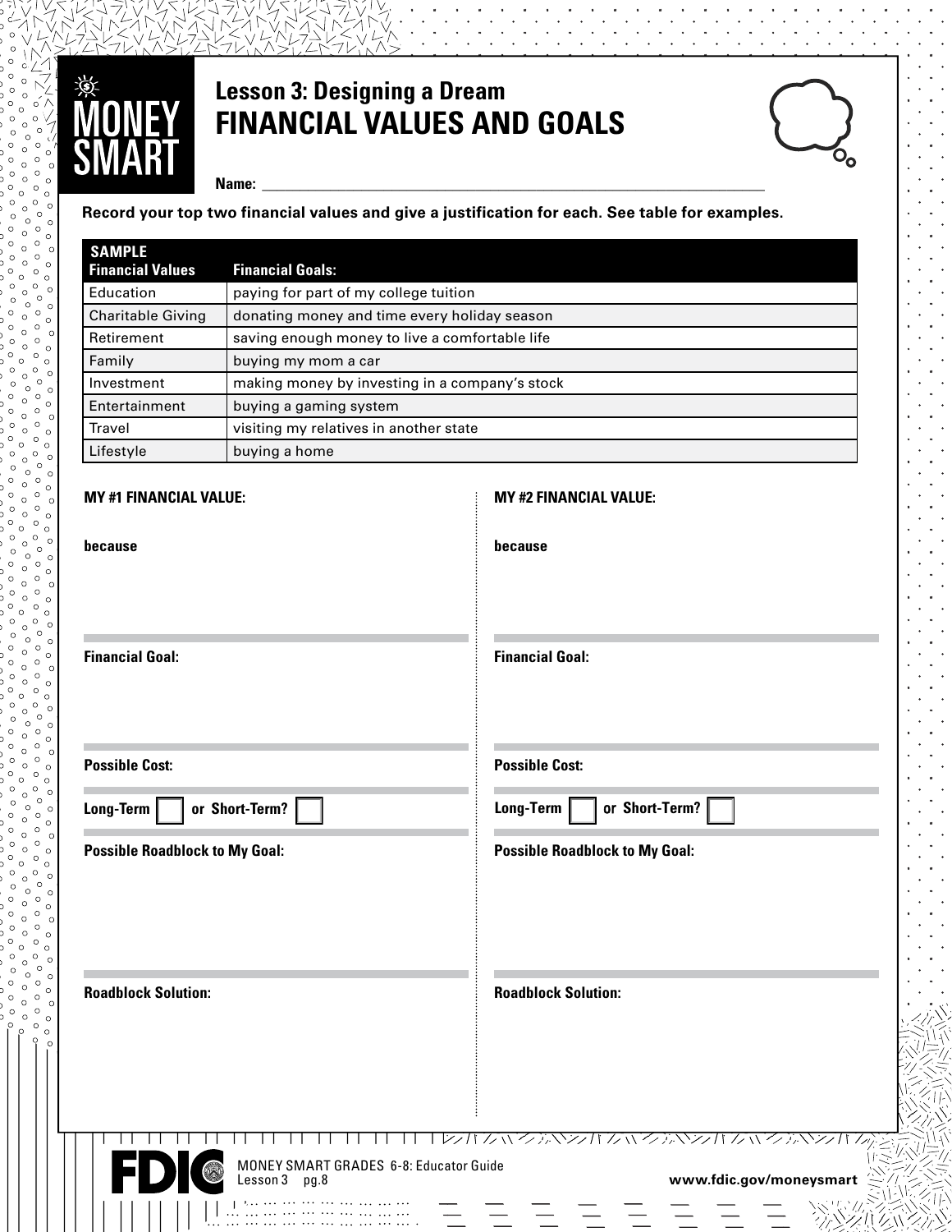# Lesson 3: Designing a Dream
## FINANCIAL VALUES AND GOALS

**Name:** ______________________________

**Record your top two financial values and give a justification for each. See table for examples.**

| SAMPLE Financial Values | Financial Goals: |
|---|---|
| Education | paying for part of my college tuition |
| Charitable Giving | donating money and time every holiday season |
| Retirement | saving enough money to live a comfortable life |
| Family | buying my mom a car |
| Investment | making money by investing in a company's stock |
| Entertainment | buying a gaming system |
| Travel | visiting my relatives in another state |
| Lifestyle | buying a home |

**MY #1 FINANCIAL VALUE:**

**because**

**Financial Goal:**

**Possible Cost:**

**Long-Term** ☐ **or Short-Term?** ☐

**Possible Roadblock to My Goal:**

**Roadblock Solution:**

**MY #2 FINANCIAL VALUE:**

**because**

**Financial Goal:**

**Possible Cost:**

**Long-Term** ☐ **or Short-Term?** ☐

**Possible Roadblock to My Goal:**

**Roadblock Solution:**